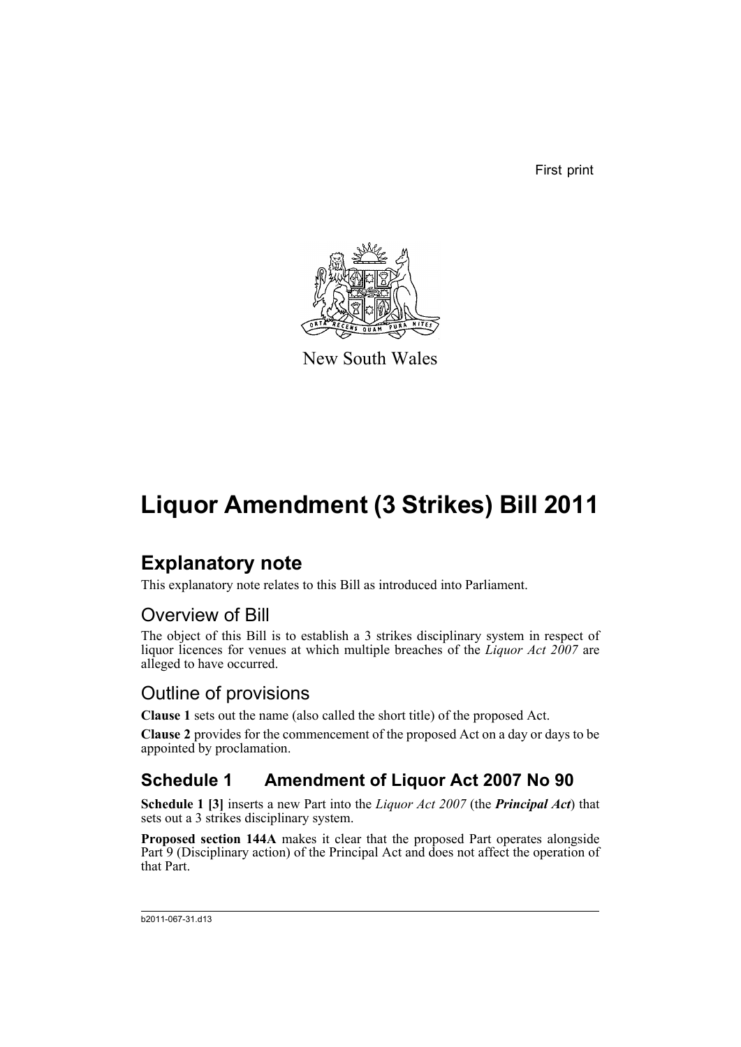First print

New South Wales

# Liquor Amendment (3 Strikes) Bill 2011

## Explanatory note

This explanatory note relates to this Bill as introduced into Parliament.

## Overview of Bill

The object of this Bill is to establish a 3 strikes disciplinary system in respect of liquor licences for venues at which multiple breaches of the *Liquor Act 2007* are alleged to have occurred.

## Outline of provisions

**Clause 1** sets out the name (also called the short title) of the proposed Act.

**Clause 2** provides for the commencement of the proposed Act on a day or days to be appointed by proclamation.

### Schedule 1 Amendment of Liquor Act 2007 No 90

**Schedule 1 [3]** inserts a new Part into the *Liquor Act 2007* (the ***Principal Act***) that sets out a 3 strikes disciplinary system.

**Proposed section 144A** makes it clear that the proposed Part operates alongside Part 9 (Disciplinary action) of the Principal Act and does not affect the operation of that Part.

b2011-067-31.d13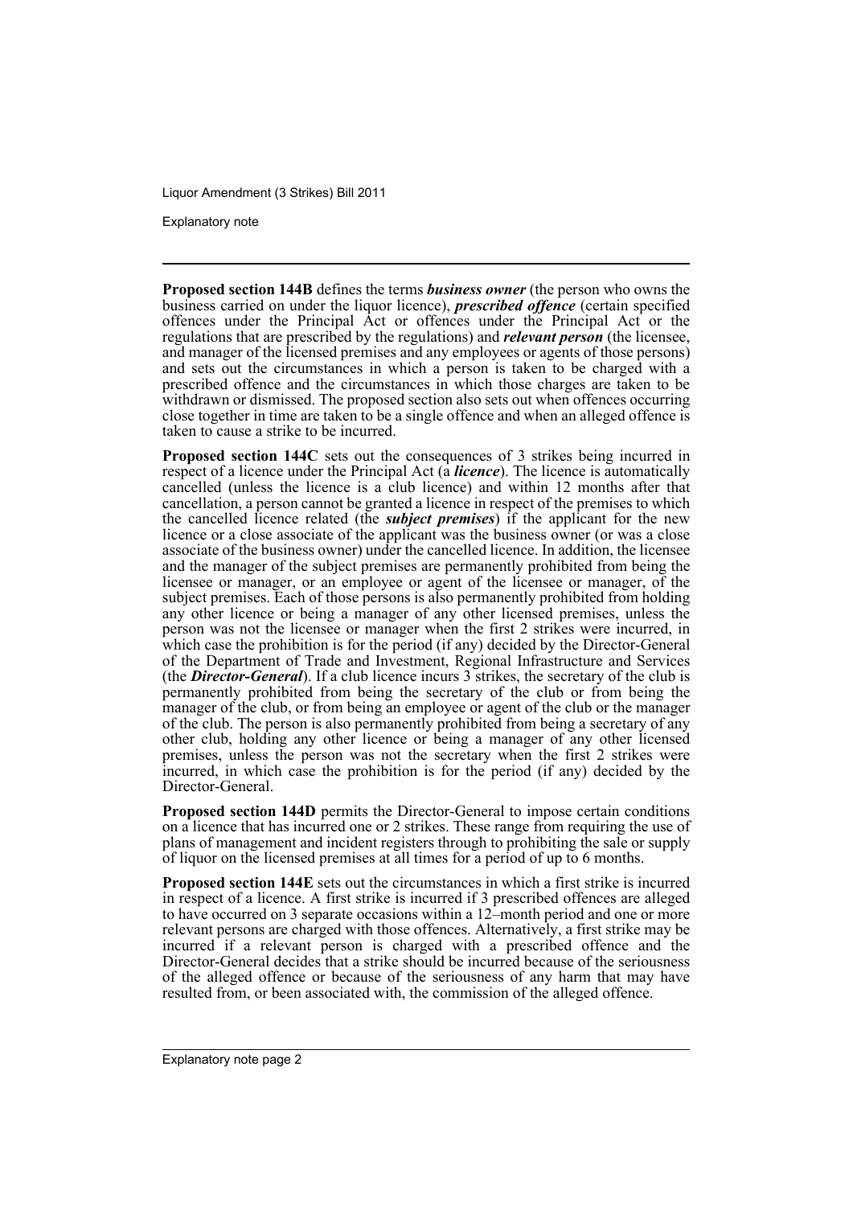**Proposed section 144B** defines the terms ***business owner*** (the person who owns the business carried on under the liquor licence), ***prescribed offence*** (certain specified offences under the Principal Act or offences under the Principal Act or the regulations that are prescribed by the regulations) and ***relevant person*** (the licensee, and manager of the licensed premises and any employees or agents of those persons) and sets out the circumstances in which a person is taken to be charged with a prescribed offence and the circumstances in which those charges are taken to be withdrawn or dismissed. The proposed section also sets out when offences occurring close together in time are taken to be a single offence and when an alleged offence is taken to cause a strike to be incurred.

**Proposed section 144C** sets out the consequences of 3 strikes being incurred in respect of a licence under the Principal Act (a ***licence***). The licence is automatically cancelled (unless the licence is a club licence) and within 12 months after that cancellation, a person cannot be granted a licence in respect of the premises to which the cancelled licence related (the ***subject premises***) if the applicant for the new licence or a close associate of the applicant was the business owner (or was a close associate of the business owner) under the cancelled licence. In addition, the licensee and the manager of the subject premises are permanently prohibited from being the licensee or manager, or an employee or agent of the licensee or manager, of the subject premises. Each of those persons is also permanently prohibited from holding any other licence or being a manager of any other licensed premises, unless the person was not the licensee or manager when the first 2 strikes were incurred, in which case the prohibition is for the period (if any) decided by the Director-General of the Department of Trade and Investment, Regional Infrastructure and Services (the ***Director-General***). If a club licence incurs 3 strikes, the secretary of the club is permanently prohibited from being the secretary of the club or from being the manager of the club, or from being an employee or agent of the club or the manager of the club. The person is also permanently prohibited from being a secretary of any other club, holding any other licence or being a manager of any other licensed premises, unless the person was not the secretary when the first 2 strikes were incurred, in which case the prohibition is for the period (if any) decided by the Director-General.

**Proposed section 144D** permits the Director-General to impose certain conditions on a licence that has incurred one or 2 strikes. These range from requiring the use of plans of management and incident registers through to prohibiting the sale or supply of liquor on the licensed premises at all times for a period of up to 6 months.

**Proposed section 144E** sets out the circumstances in which a first strike is incurred in respect of a licence. A first strike is incurred if 3 prescribed offences are alleged to have occurred on 3 separate occasions within a 12–month period and one or more relevant persons are charged with those offences. Alternatively, a first strike may be incurred if a relevant person is charged with a prescribed offence and the Director-General decides that a strike should be incurred because of the seriousness of the alleged offence or because of the seriousness of any harm that may have resulted from, or been associated with, the commission of the alleged offence.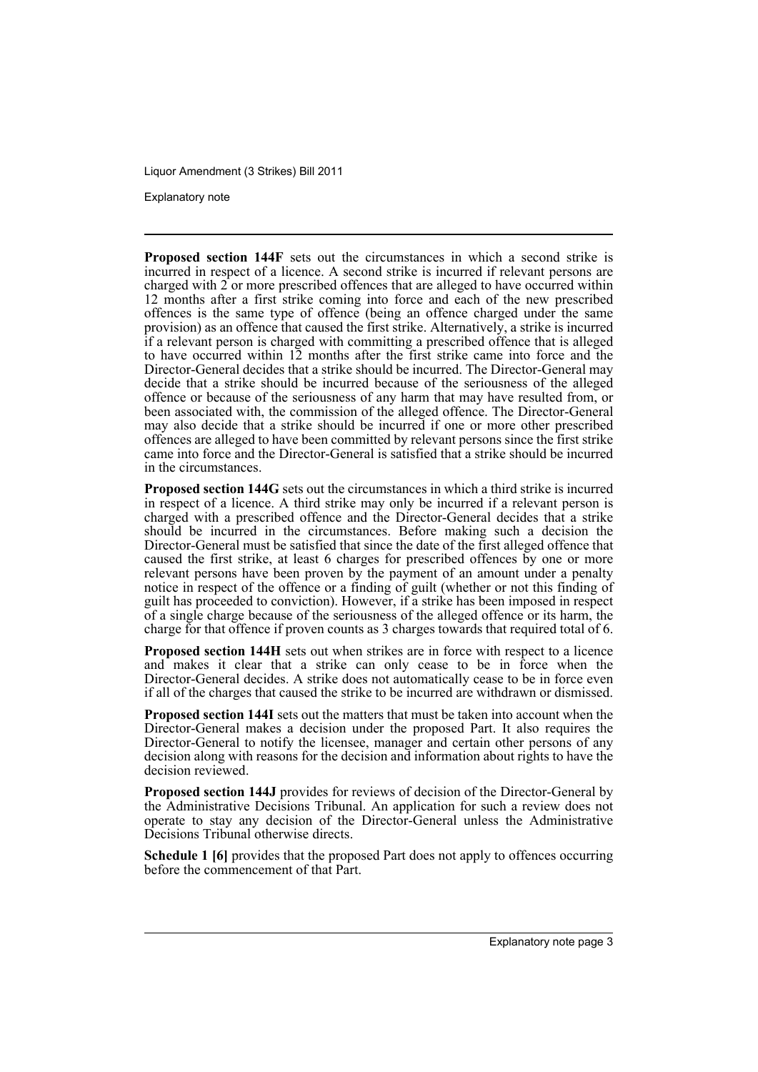**Proposed section 144F** sets out the circumstances in which a second strike is incurred in respect of a licence. A second strike is incurred if relevant persons are charged with 2 or more prescribed offences that are alleged to have occurred within 12 months after a first strike coming into force and each of the new prescribed offences is the same type of offence (being an offence charged under the same provision) as an offence that caused the first strike. Alternatively, a strike is incurred if a relevant person is charged with committing a prescribed offence that is alleged to have occurred within 12 months after the first strike came into force and the Director-General decides that a strike should be incurred. The Director-General may decide that a strike should be incurred because of the seriousness of the alleged offence or because of the seriousness of any harm that may have resulted from, or been associated with, the commission of the alleged offence. The Director-General may also decide that a strike should be incurred if one or more other prescribed offences are alleged to have been committed by relevant persons since the first strike came into force and the Director-General is satisfied that a strike should be incurred in the circumstances.

**Proposed section 144G** sets out the circumstances in which a third strike is incurred in respect of a licence. A third strike may only be incurred if a relevant person is charged with a prescribed offence and the Director-General decides that a strike should be incurred in the circumstances. Before making such a decision the Director-General must be satisfied that since the date of the first alleged offence that caused the first strike, at least 6 charges for prescribed offences by one or more relevant persons have been proven by the payment of an amount under a penalty notice in respect of the offence or a finding of guilt (whether or not this finding of guilt has proceeded to conviction). However, if a strike has been imposed in respect of a single charge because of the seriousness of the alleged offence or its harm, the charge for that offence if proven counts as 3 charges towards that required total of 6.

**Proposed section 144H** sets out when strikes are in force with respect to a licence and makes it clear that a strike can only cease to be in force when the Director-General decides. A strike does not automatically cease to be in force even if all of the charges that caused the strike to be incurred are withdrawn or dismissed.

**Proposed section 144I** sets out the matters that must be taken into account when the Director-General makes a decision under the proposed Part. It also requires the Director-General to notify the licensee, manager and certain other persons of any decision along with reasons for the decision and information about rights to have the decision reviewed.

**Proposed section 144J** provides for reviews of decision of the Director-General by the Administrative Decisions Tribunal. An application for such a review does not operate to stay any decision of the Director-General unless the Administrative Decisions Tribunal otherwise directs.

**Schedule 1 [6]** provides that the proposed Part does not apply to offences occurring before the commencement of that Part.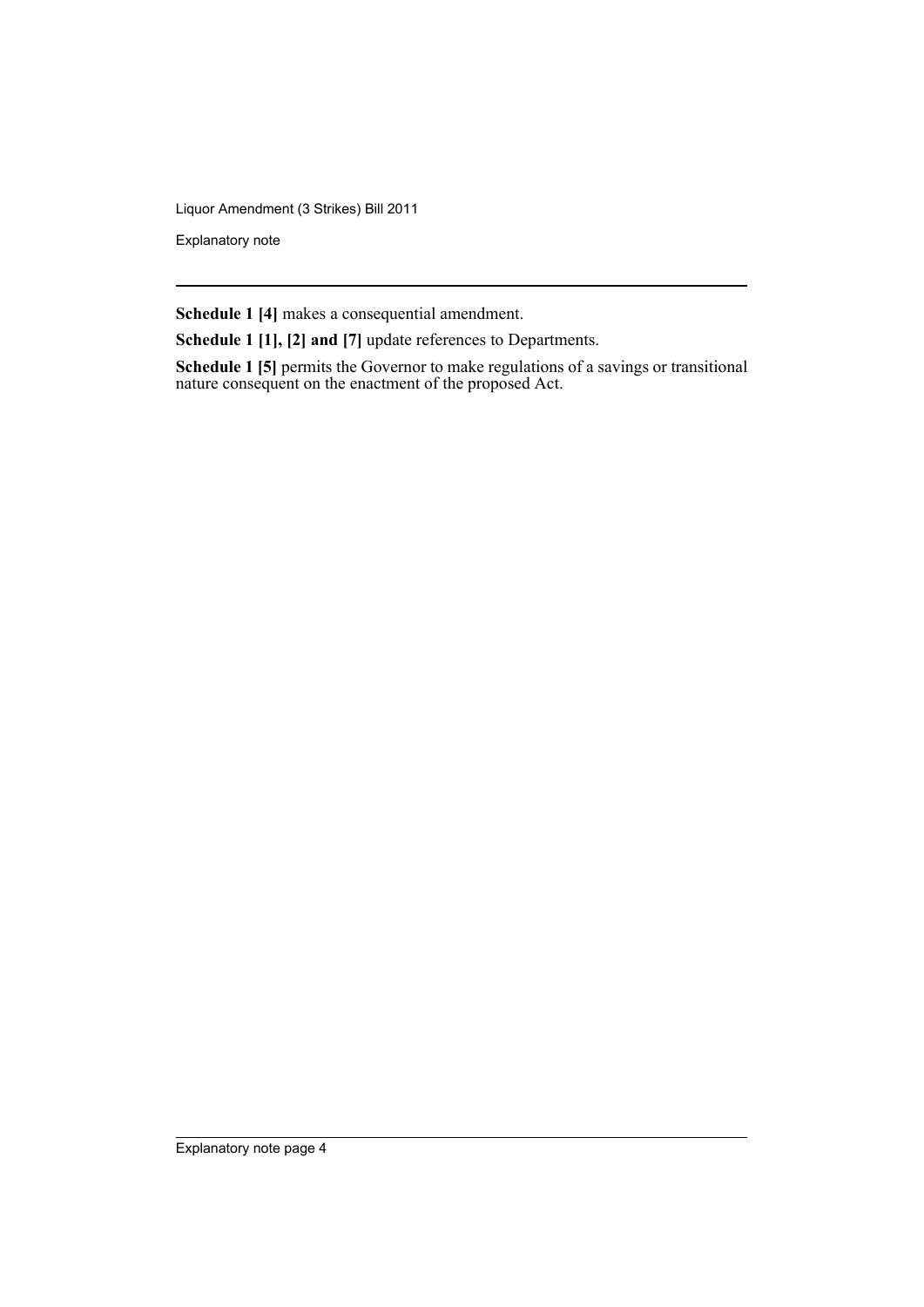**Schedule 1 [4]** makes a consequential amendment.

**Schedule 1 [1], [2] and [7]** update references to Departments.

**Schedule 1 [5]** permits the Governor to make regulations of a savings or transitional nature consequent on the enactment of the proposed Act.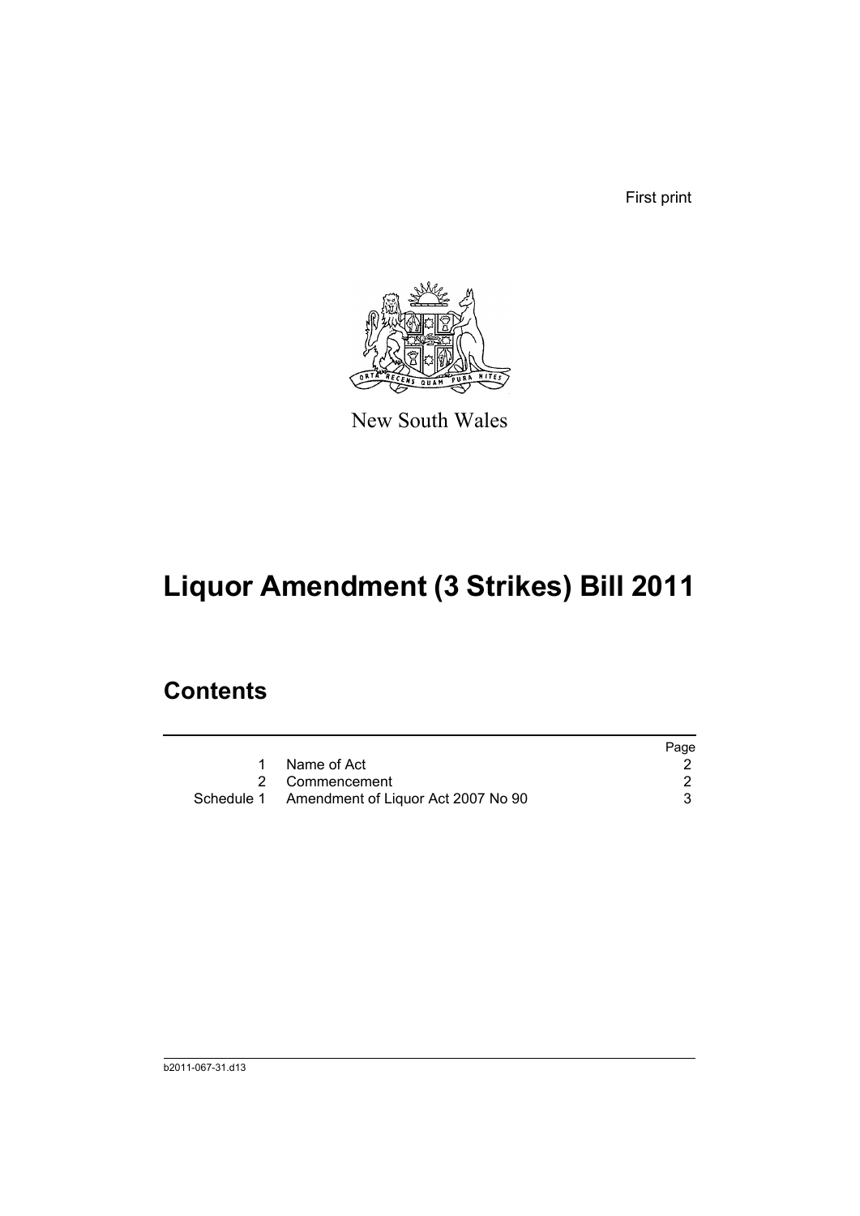First print

New South Wales

# Liquor Amendment (3 Strikes) Bill 2011

## Contents

| | | Page |
|---|---|---|
| 1 | Name of Act | 2 |
| 2 | Commencement | 2 |
| Schedule 1 | Amendment of Liquor Act 2007 No 90 | 3 |

b2011-067-31.d13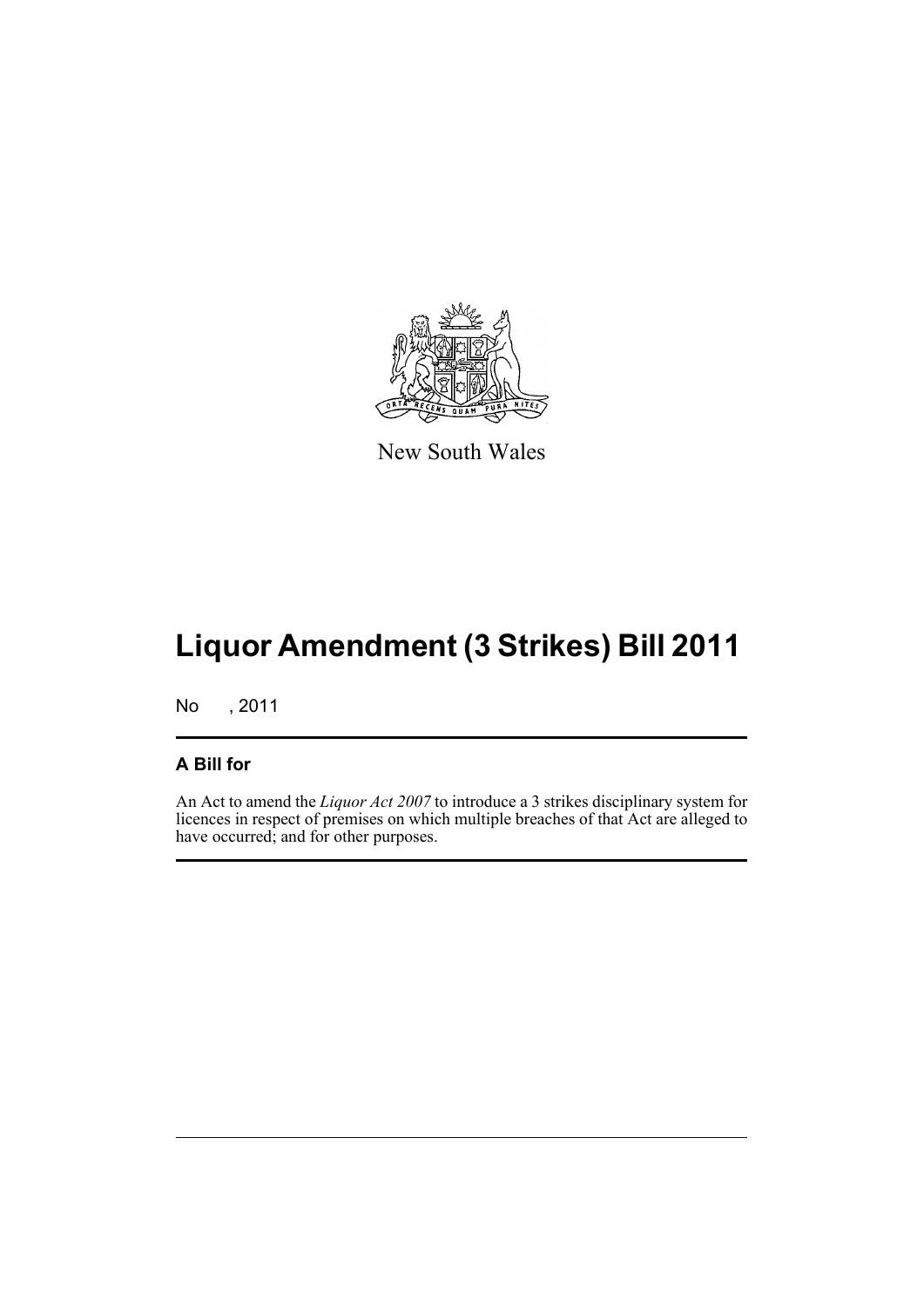New South Wales

# Liquor Amendment (3 Strikes) Bill 2011

No , 2011

## A Bill for

An Act to amend the *Liquor Act 2007* to introduce a 3 strikes disciplinary system for licences in respect of premises on which multiple breaches of that Act are alleged to have occurred; and for other purposes.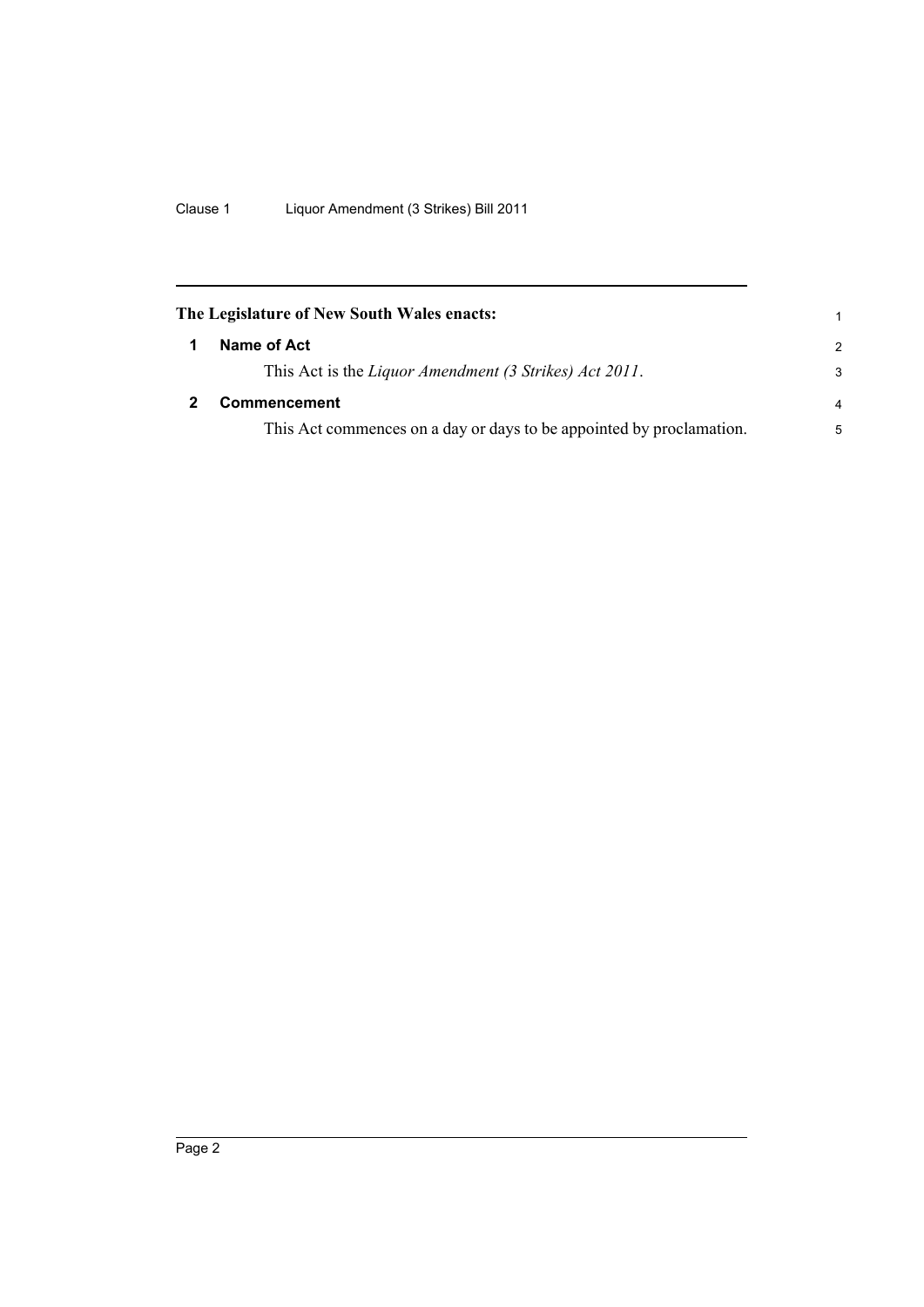**The Legislature of New South Wales enacts:**

## 1 Name of Act

This Act is the *Liquor Amendment (3 Strikes) Act 2011*.

## 2 Commencement

This Act commences on a day or days to be appointed by proclamation.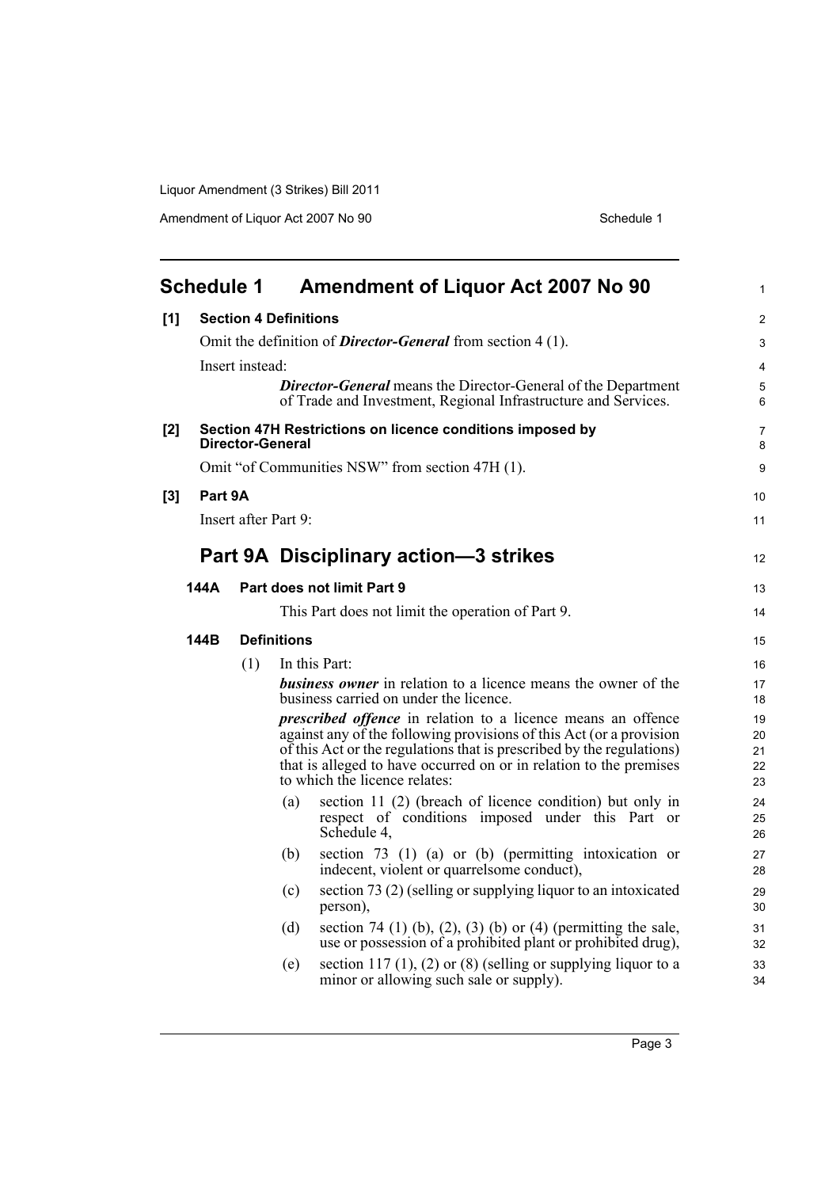# Schedule 1 Amendment of Liquor Act 2007 No 90

**[1] Section 4 Definitions**

Omit the definition of ***Director-General*** from section 4 (1).

Insert instead:

> ***Director-General*** means the Director-General of the Department of Trade and Investment, Regional Infrastructure and Services.

**[2] Section 47H Restrictions on licence conditions imposed by Director-General**

Omit "of Communities NSW" from section 47H (1).

**[3] Part 9A**

Insert after Part 9:

## Part 9A Disciplinary action—3 strikes

### 144A Part does not limit Part 9

This Part does not limit the operation of Part 9.

### 144B Definitions

(1) In this Part:

***business owner*** in relation to a licence means the owner of the business carried on under the licence.

***prescribed offence*** in relation to a licence means an offence against any of the following provisions of this Act (or a provision of this Act or the regulations that is prescribed by the regulations) that is alleged to have occurred on or in relation to the premises to which the licence relates:

(a) section 11 (2) (breach of licence condition) but only in respect of conditions imposed under this Part or Schedule 4,

(b) section 73 (1) (a) or (b) (permitting intoxication or indecent, violent or quarrelsome conduct),

(c) section 73 (2) (selling or supplying liquor to an intoxicated person),

(d) section 74 (1) (b), (2), (3) (b) or (4) (permitting the sale, use or possession of a prohibited plant or prohibited drug),

(e) section 117 (1), (2) or (8) (selling or supplying liquor to a minor or allowing such sale or supply).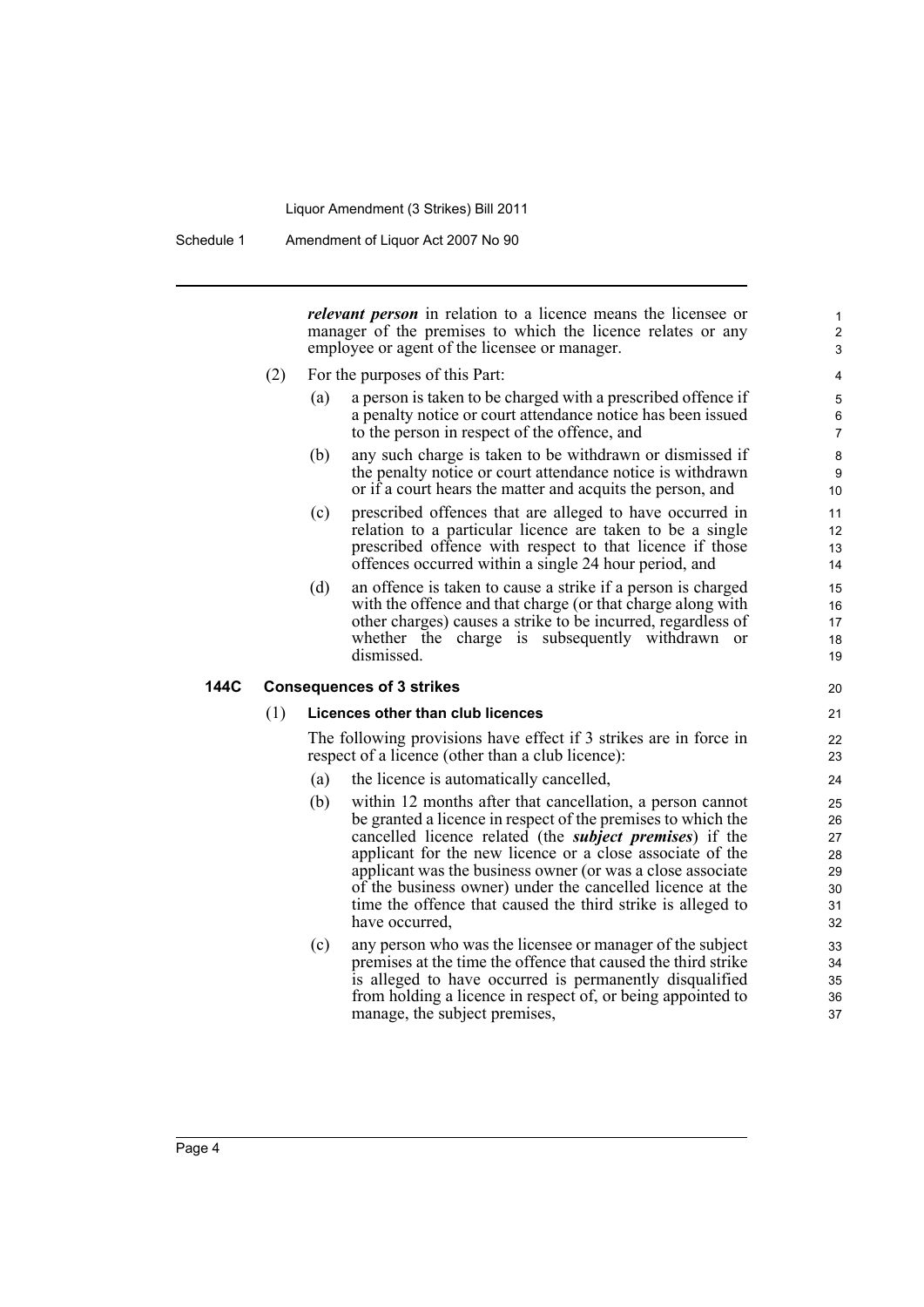***relevant person*** in relation to a licence means the licensee or manager of the premises to which the licence relates or any employee or agent of the licensee or manager.

(2) For the purposes of this Part:

(a) a person is taken to be charged with a prescribed offence if a penalty notice or court attendance notice has been issued to the person in respect of the offence, and

(b) any such charge is taken to be withdrawn or dismissed if the penalty notice or court attendance notice is withdrawn or if a court hears the matter and acquits the person, and

(c) prescribed offences that are alleged to have occurred in relation to a particular licence are taken to be a single prescribed offence with respect to that licence if those offences occurred within a single 24 hour period, and

(d) an offence is taken to cause a strike if a person is charged with the offence and that charge (or that charge along with other charges) causes a strike to be incurred, regardless of whether the charge is subsequently withdrawn or dismissed.

### 144C Consequences of 3 strikes

(1) **Licences other than club licences**

The following provisions have effect if 3 strikes are in force in respect of a licence (other than a club licence):

(a) the licence is automatically cancelled,

(b) within 12 months after that cancellation, a person cannot be granted a licence in respect of the premises to which the cancelled licence related (the ***subject premises***) if the applicant for the new licence or a close associate of the applicant was the business owner (or was a close associate of the business owner) under the cancelled licence at the time the offence that caused the third strike is alleged to have occurred,

(c) any person who was the licensee or manager of the subject premises at the time the offence that caused the third strike is alleged to have occurred is permanently disqualified from holding a licence in respect of, or being appointed to manage, the subject premises,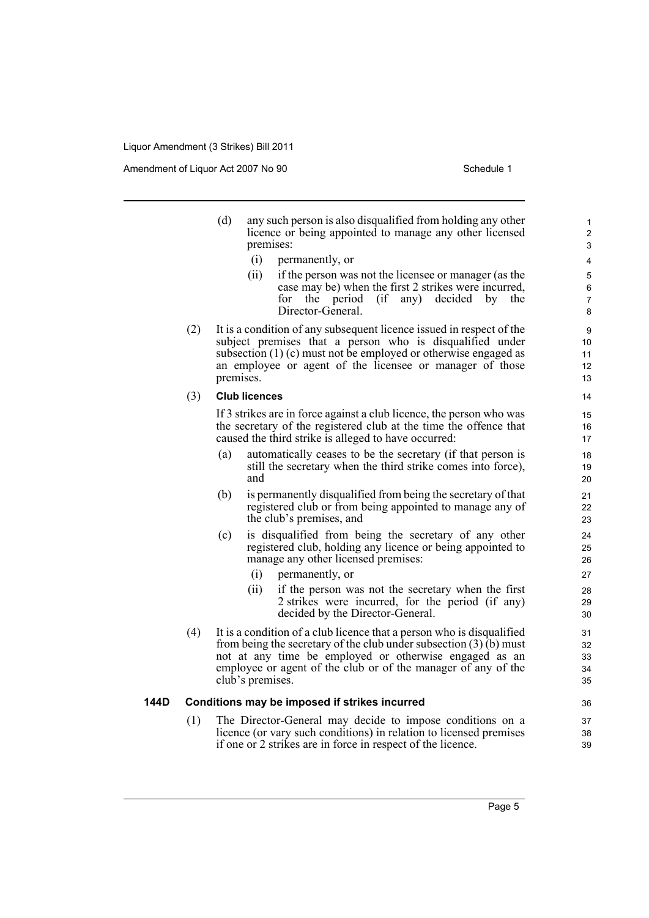(d) any such person is also disqualified from holding any other licence or being appointed to manage any other licensed premises:

(i) permanently, or

(ii) if the person was not the licensee or manager (as the case may be) when the first 2 strikes were incurred, for the period (if any) decided by the Director-General.

(2) It is a condition of any subsequent licence issued in respect of the subject premises that a person who is disqualified under subsection (1) (c) must not be employed or otherwise engaged as an employee or agent of the licensee or manager of those premises.

(3) **Club licences**

If 3 strikes are in force against a club licence, the person who was the secretary of the registered club at the time the offence that caused the third strike is alleged to have occurred:

(a) automatically ceases to be the secretary (if that person is still the secretary when the third strike comes into force), and

(b) is permanently disqualified from being the secretary of that registered club or from being appointed to manage any of the club's premises, and

(c) is disqualified from being the secretary of any other registered club, holding any licence or being appointed to manage any other licensed premises:

(i) permanently, or

(ii) if the person was not the secretary when the first 2 strikes were incurred, for the period (if any) decided by the Director-General.

(4) It is a condition of a club licence that a person who is disqualified from being the secretary of the club under subsection (3) (b) must not at any time be employed or otherwise engaged as an employee or agent of the club or of the manager of any of the club's premises.

### 144D Conditions may be imposed if strikes incurred

(1) The Director-General may decide to impose conditions on a licence (or vary such conditions) in relation to licensed premises if one or 2 strikes are in force in respect of the licence.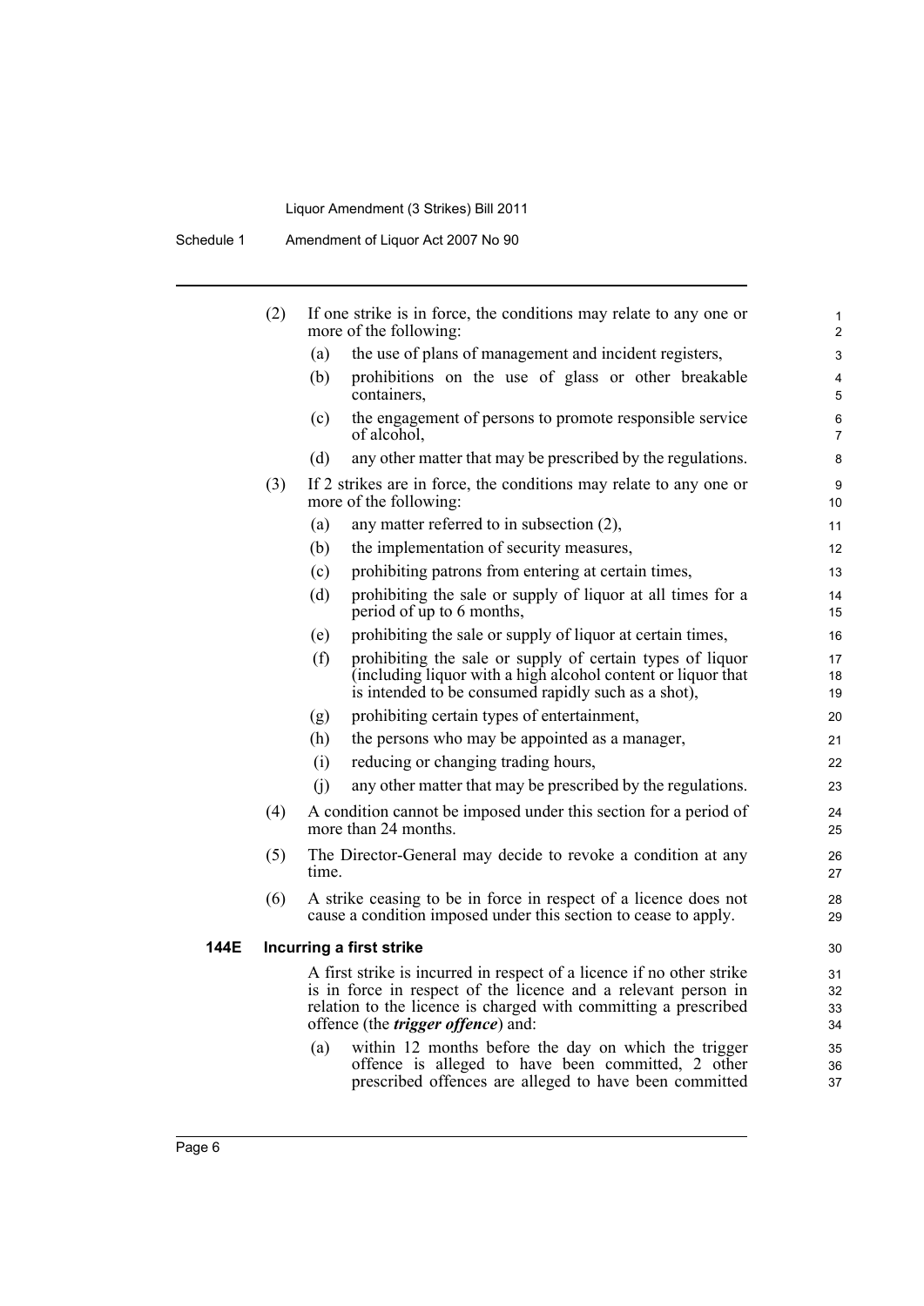(2) If one strike is in force, the conditions may relate to any one or more of the following:

(a) the use of plans of management and incident registers,

(b) prohibitions on the use of glass or other breakable containers,

(c) the engagement of persons to promote responsible service of alcohol,

(d) any other matter that may be prescribed by the regulations.

(3) If 2 strikes are in force, the conditions may relate to any one or more of the following:

(a) any matter referred to in subsection (2),

(b) the implementation of security measures,

(c) prohibiting patrons from entering at certain times,

(d) prohibiting the sale or supply of liquor at all times for a period of up to 6 months,

(e) prohibiting the sale or supply of liquor at certain times,

(f) prohibiting the sale or supply of certain types of liquor (including liquor with a high alcohol content or liquor that is intended to be consumed rapidly such as a shot),

(g) prohibiting certain types of entertainment,

(h) the persons who may be appointed as a manager,

(i) reducing or changing trading hours,

(j) any other matter that may be prescribed by the regulations.

(4) A condition cannot be imposed under this section for a period of more than 24 months.

(5) The Director-General may decide to revoke a condition at any time.

(6) A strike ceasing to be in force in respect of a licence does not cause a condition imposed under this section to cease to apply.

**144E Incurring a first strike**

A first strike is incurred in respect of a licence if no other strike is in force in respect of the licence and a relevant person in relation to the licence is charged with committing a prescribed offence (the ***trigger offence***) and:

(a) within 12 months before the day on which the trigger offence is alleged to have been committed, 2 other prescribed offences are alleged to have been committed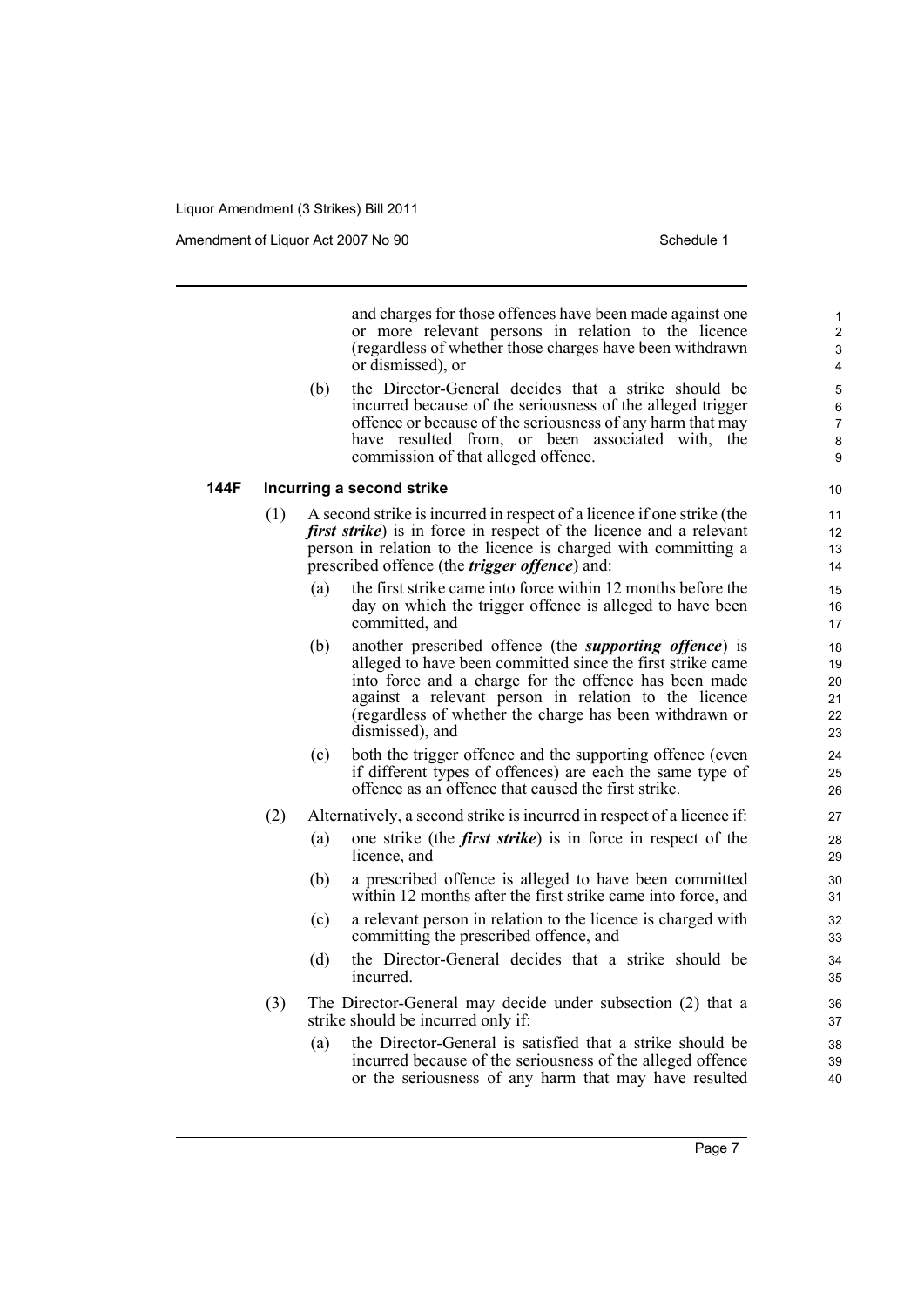and charges for those offences have been made against one or more relevant persons in relation to the licence (regardless of whether those charges have been withdrawn or dismissed), or

(b) the Director-General decides that a strike should be incurred because of the seriousness of the alleged trigger offence or because of the seriousness of any harm that may have resulted from, or been associated with, the commission of that alleged offence.

### 144F Incurring a second strike

(1) A second strike is incurred in respect of a licence if one strike (the ***first strike***) is in force in respect of the licence and a relevant person in relation to the licence is charged with committing a prescribed offence (the ***trigger offence***) and:

(a) the first strike came into force within 12 months before the day on which the trigger offence is alleged to have been committed, and

(b) another prescribed offence (the ***supporting offence***) is alleged to have been committed since the first strike came into force and a charge for the offence has been made against a relevant person in relation to the licence (regardless of whether the charge has been withdrawn or dismissed), and

(c) both the trigger offence and the supporting offence (even if different types of offences) are each the same type of offence as an offence that caused the first strike.

(2) Alternatively, a second strike is incurred in respect of a licence if:

(a) one strike (the ***first strike***) is in force in respect of the licence, and

(b) a prescribed offence is alleged to have been committed within 12 months after the first strike came into force, and

(c) a relevant person in relation to the licence is charged with committing the prescribed offence, and

(d) the Director-General decides that a strike should be incurred.

(3) The Director-General may decide under subsection (2) that a strike should be incurred only if:

(a) the Director-General is satisfied that a strike should be incurred because of the seriousness of the alleged offence or the seriousness of any harm that may have resulted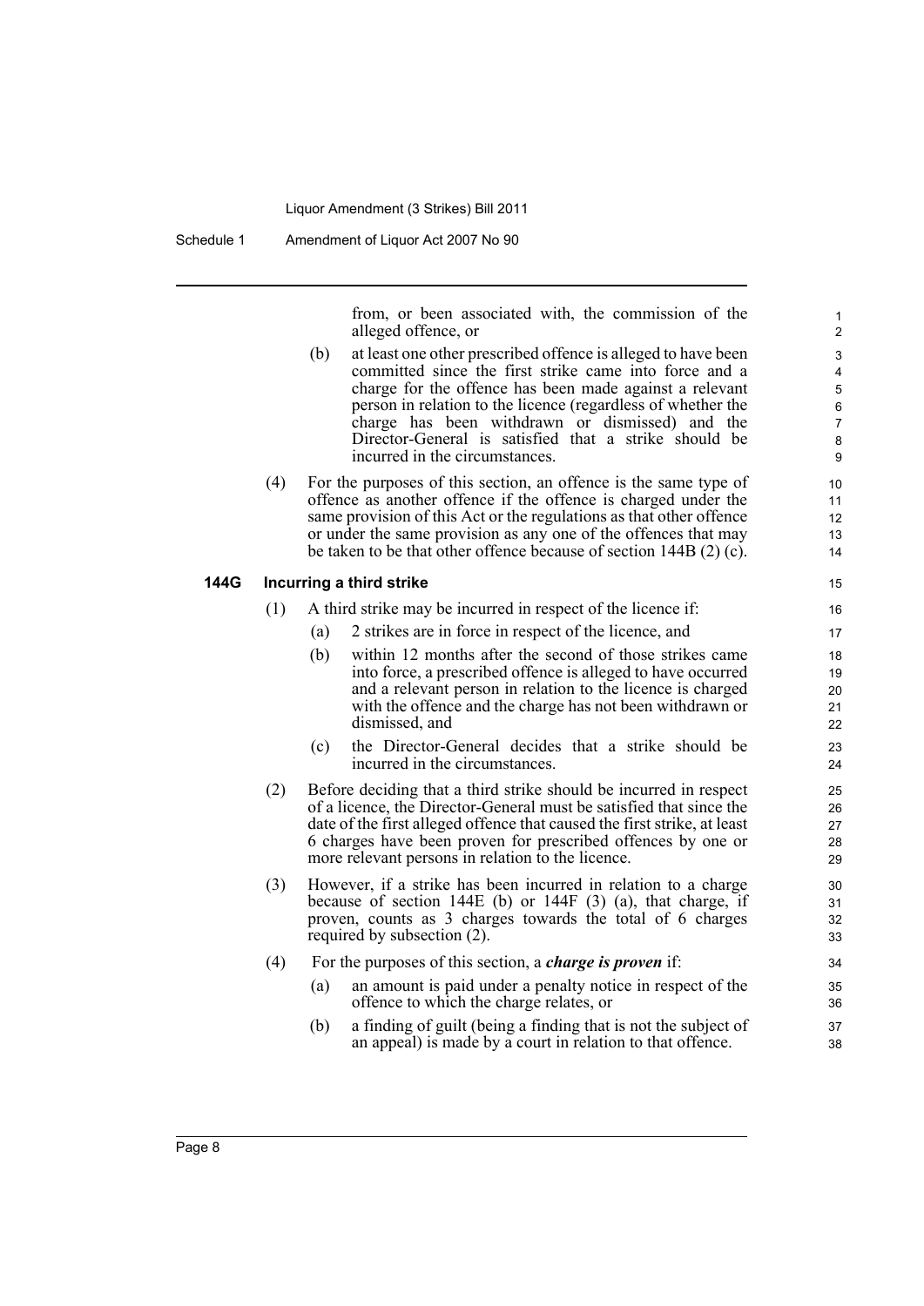from, or been associated with, the commission of the alleged offence, or

(b) at least one other prescribed offence is alleged to have been committed since the first strike came into force and a charge for the offence has been made against a relevant person in relation to the licence (regardless of whether the charge has been withdrawn or dismissed) and the Director-General is satisfied that a strike should be incurred in the circumstances.

(4) For the purposes of this section, an offence is the same type of offence as another offence if the offence is charged under the same provision of this Act or the regulations as that other offence or under the same provision as any one of the offences that may be taken to be that other offence because of section 144B (2) (c).

### 144G Incurring a third strike

(1) A third strike may be incurred in respect of the licence if:

(a) 2 strikes are in force in respect of the licence, and

(b) within 12 months after the second of those strikes came into force, a prescribed offence is alleged to have occurred and a relevant person in relation to the licence is charged with the offence and the charge has not been withdrawn or dismissed, and

(c) the Director-General decides that a strike should be incurred in the circumstances.

(2) Before deciding that a third strike should be incurred in respect of a licence, the Director-General must be satisfied that since the date of the first alleged offence that caused the first strike, at least 6 charges have been proven for prescribed offences by one or more relevant persons in relation to the licence.

(3) However, if a strike has been incurred in relation to a charge because of section 144E (b) or 144F (3) (a), that charge, if proven, counts as 3 charges towards the total of 6 charges required by subsection (2).

(4) For the purposes of this section, a ***charge is proven*** if:

(a) an amount is paid under a penalty notice in respect of the offence to which the charge relates, or

(b) a finding of guilt (being a finding that is not the subject of an appeal) is made by a court in relation to that offence.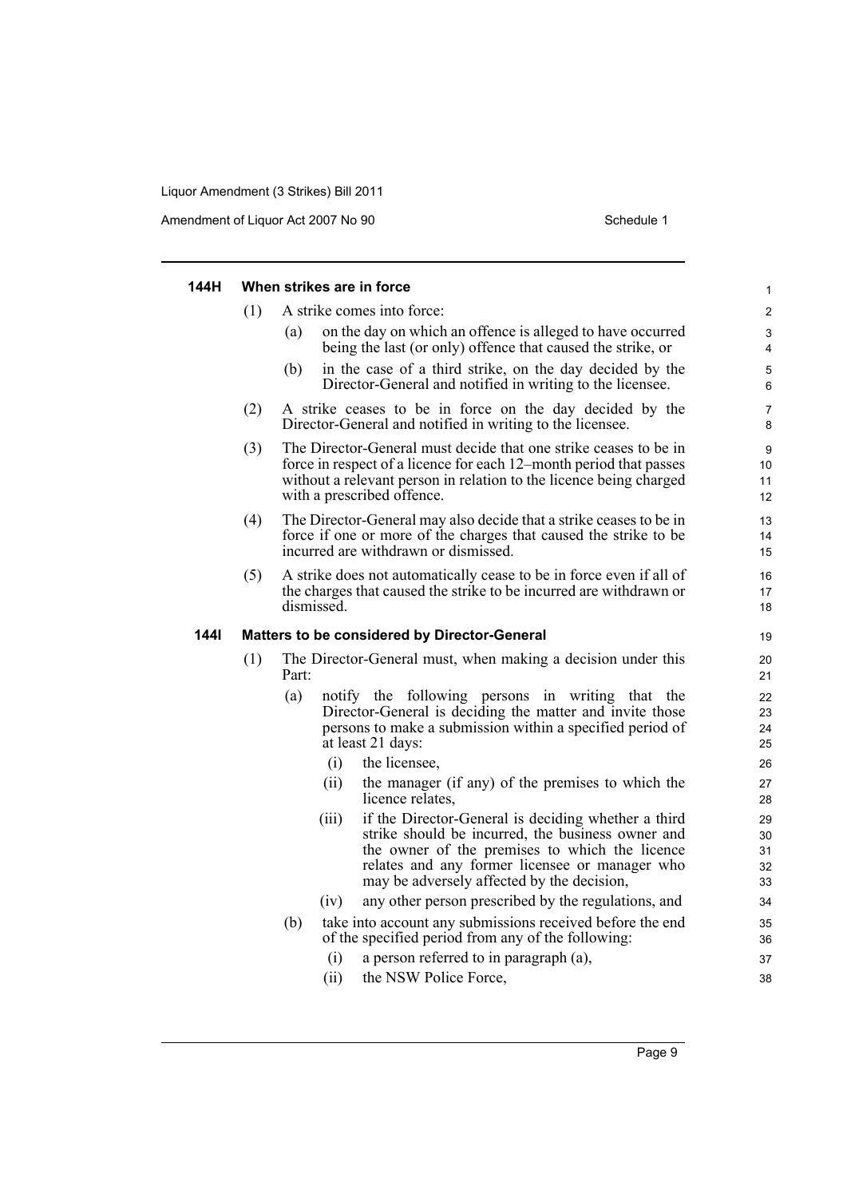### 144H When strikes are in force

(1) A strike comes into force:

(a) on the day on which an offence is alleged to have occurred being the last (or only) offence that caused the strike, or

(b) in the case of a third strike, on the day decided by the Director-General and notified in writing to the licensee.

(2) A strike ceases to be in force on the day decided by the Director-General and notified in writing to the licensee.

(3) The Director-General must decide that one strike ceases to be in force in respect of a licence for each 12–month period that passes without a relevant person in relation to the licence being charged with a prescribed offence.

(4) The Director-General may also decide that a strike ceases to be in force if one or more of the charges that caused the strike to be incurred are withdrawn or dismissed.

(5) A strike does not automatically cease to be in force even if all of the charges that caused the strike to be incurred are withdrawn or dismissed.

### 144I Matters to be considered by Director-General

(1) The Director-General must, when making a decision under this Part:

(a) notify the following persons in writing that the Director-General is deciding the matter and invite those persons to make a submission within a specified period of at least 21 days:

(i) the licensee,

(ii) the manager (if any) of the premises to which the licence relates,

(iii) if the Director-General is deciding whether a third strike should be incurred, the business owner and the owner of the premises to which the licence relates and any former licensee or manager who may be adversely affected by the decision,

(iv) any other person prescribed by the regulations, and

(b) take into account any submissions received before the end of the specified period from any of the following:

(i) a person referred to in paragraph (a),

(ii) the NSW Police Force,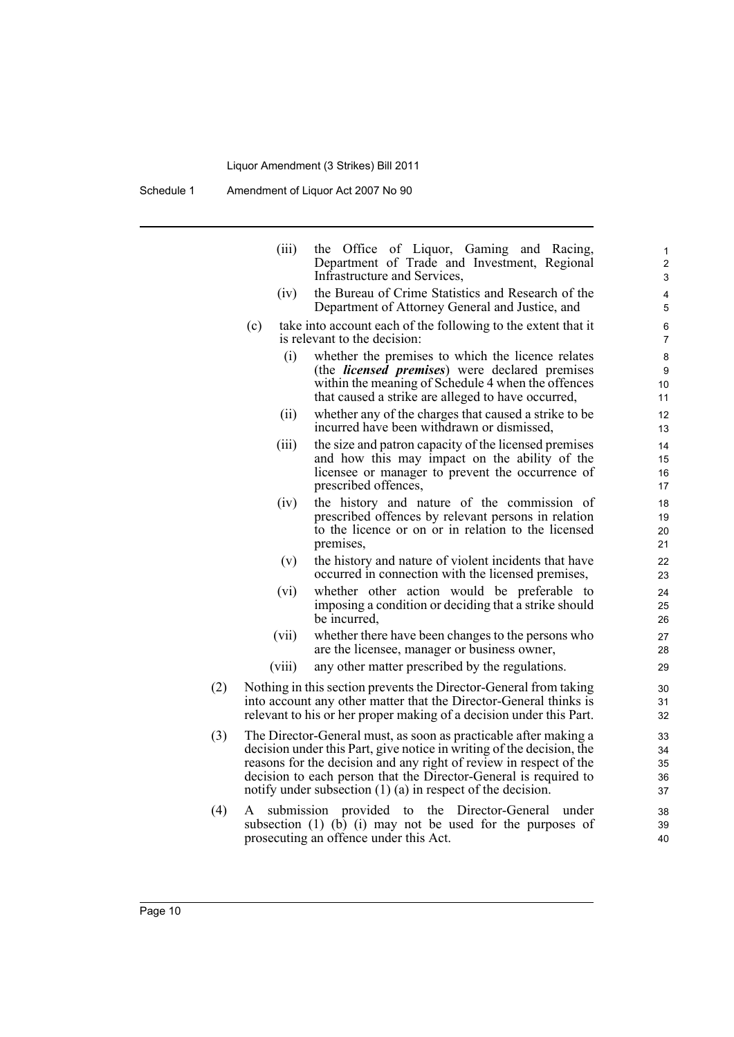(iii) the Office of Liquor, Gaming and Racing, Department of Trade and Investment, Regional Infrastructure and Services,

(iv) the Bureau of Crime Statistics and Research of the Department of Attorney General and Justice, and

(c) take into account each of the following to the extent that it is relevant to the decision:

(i) whether the premises to which the licence relates (the ***licensed premises***) were declared premises within the meaning of Schedule 4 when the offences that caused a strike are alleged to have occurred,

(ii) whether any of the charges that caused a strike to be incurred have been withdrawn or dismissed,

(iii) the size and patron capacity of the licensed premises and how this may impact on the ability of the licensee or manager to prevent the occurrence of prescribed offences,

(iv) the history and nature of the commission of prescribed offences by relevant persons in relation to the licence or on or in relation to the licensed premises,

(v) the history and nature of violent incidents that have occurred in connection with the licensed premises,

(vi) whether other action would be preferable to imposing a condition or deciding that a strike should be incurred,

(vii) whether there have been changes to the persons who are the licensee, manager or business owner,

(viii) any other matter prescribed by the regulations.

(2) Nothing in this section prevents the Director-General from taking into account any other matter that the Director-General thinks is relevant to his or her proper making of a decision under this Part.

(3) The Director-General must, as soon as practicable after making a decision under this Part, give notice in writing of the decision, the reasons for the decision and any right of review in respect of the decision to each person that the Director-General is required to notify under subsection (1) (a) in respect of the decision.

(4) A submission provided to the Director-General under subsection (1) (b) (i) may not be used for the purposes of prosecuting an offence under this Act.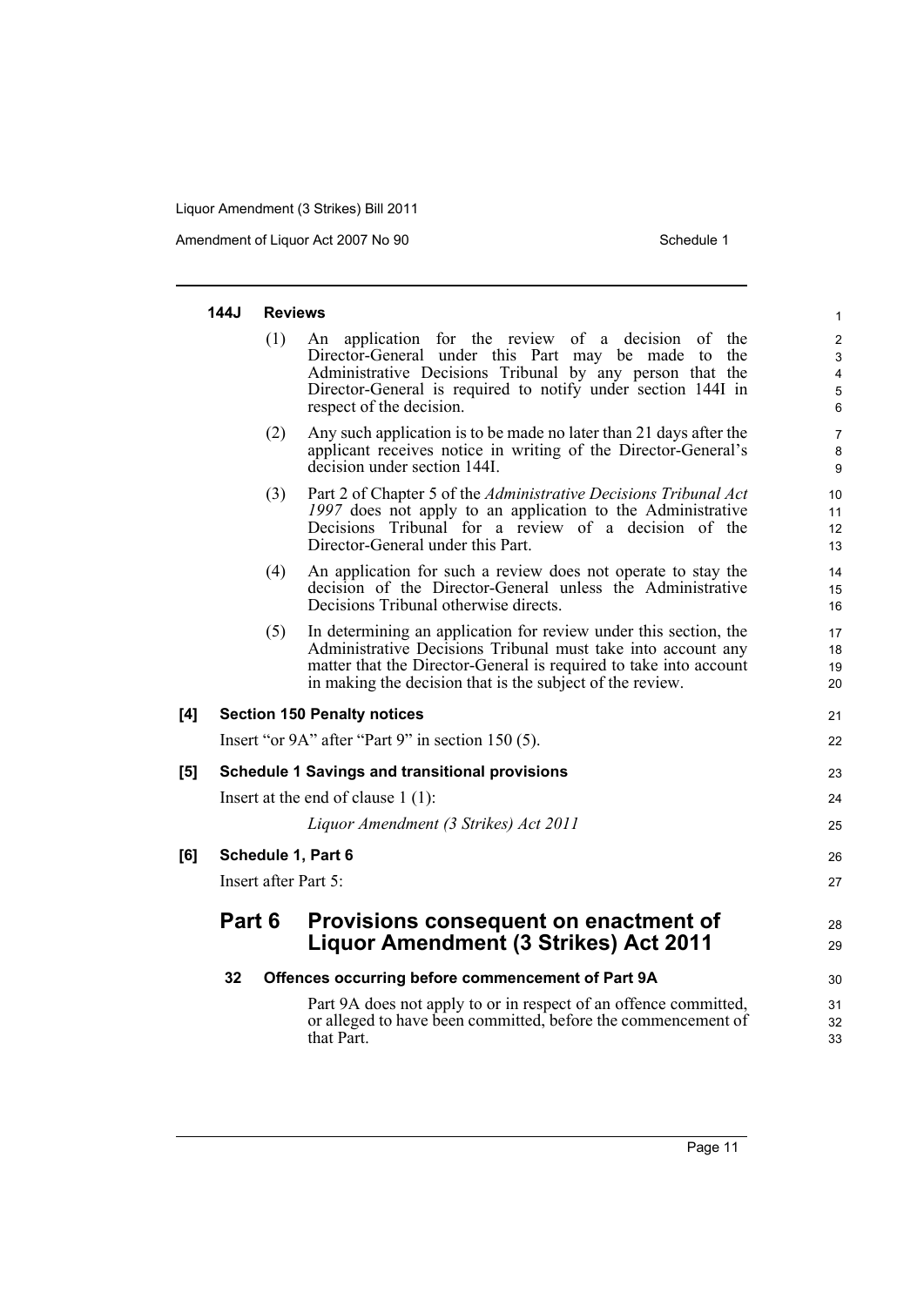#### 144J Reviews

(1) An application for the review of a decision of the Director-General under this Part may be made to the Administrative Decisions Tribunal by any person that the Director-General is required to notify under section 144I in respect of the decision.

(2) Any such application is to be made no later than 21 days after the applicant receives notice in writing of the Director-General's decision under section 144I.

(3) Part 2 of Chapter 5 of the *Administrative Decisions Tribunal Act 1997* does not apply to an application to the Administrative Decisions Tribunal for a review of a decision of the Director-General under this Part.

(4) An application for such a review does not operate to stay the decision of the Director-General unless the Administrative Decisions Tribunal otherwise directs.

(5) In determining an application for review under this section, the Administrative Decisions Tribunal must take into account any matter that the Director-General is required to take into account in making the decision that is the subject of the review.

### [4] Section 150 Penalty notices

Insert "or 9A" after "Part 9" in section 150 (5).

### [5] Schedule 1 Savings and transitional provisions

Insert at the end of clause 1 (1):

*Liquor Amendment (3 Strikes) Act 2011*

### [6] Schedule 1, Part 6

Insert after Part 5:

## Part 6 Provisions consequent on enactment of Liquor Amendment (3 Strikes) Act 2011

#### 32 Offences occurring before commencement of Part 9A

Part 9A does not apply to or in respect of an offence committed, or alleged to have been committed, before the commencement of that Part.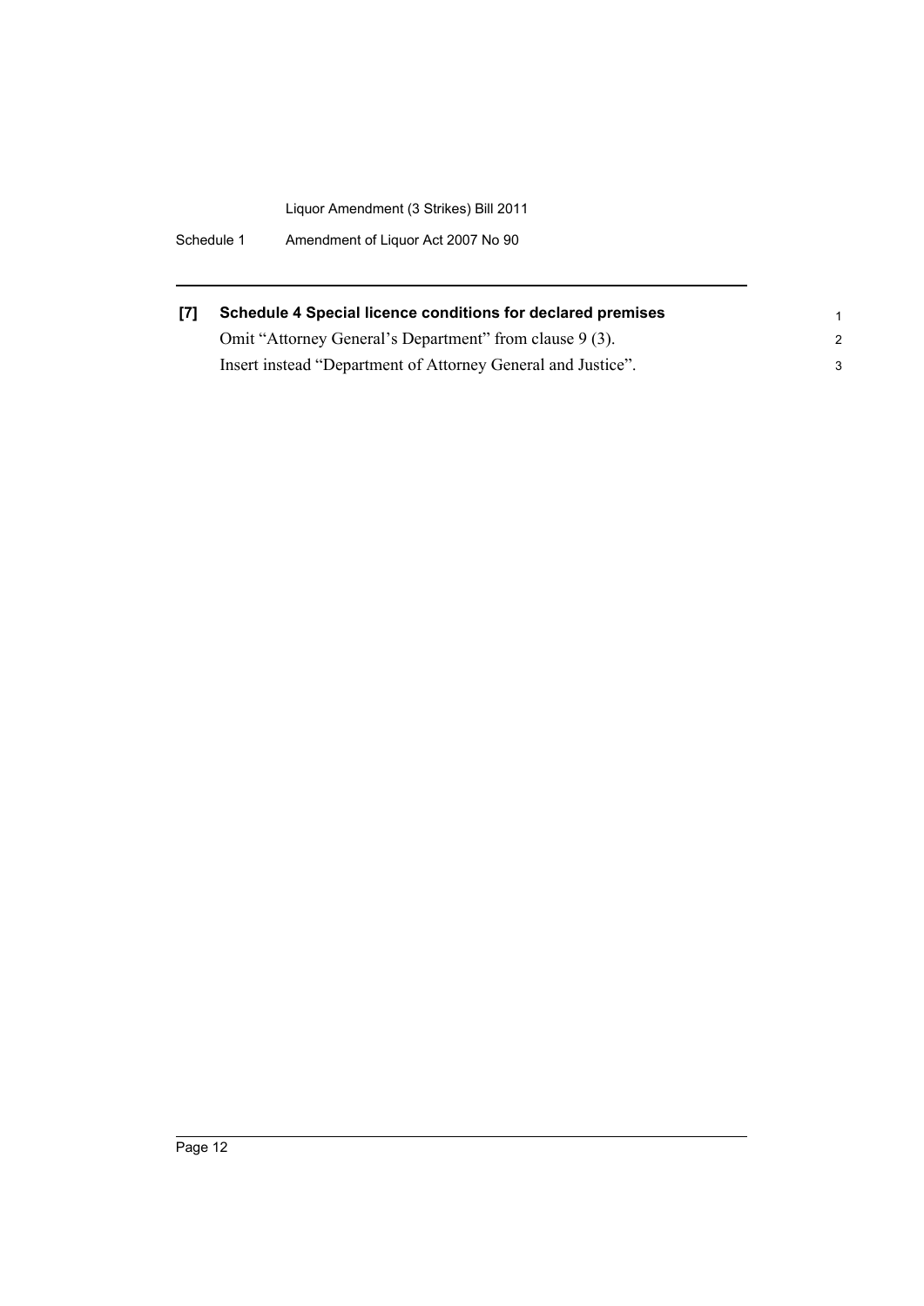**[7] Schedule 4 Special licence conditions for declared premises**

Omit "Attorney General's Department" from clause 9 (3).

Insert instead "Department of Attorney General and Justice".